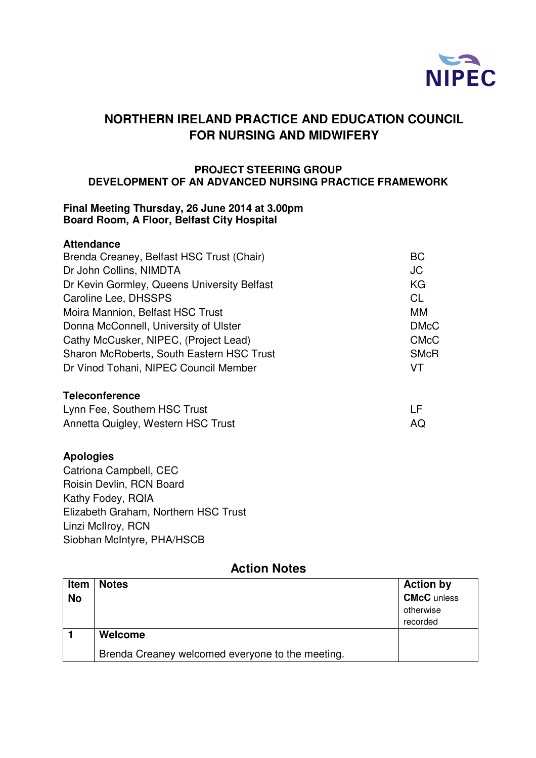# NORTHERN IRELAND PRACTICE AND EDUCATION COUNCIL FOR NURSING AND MIDWIFERY

## PROJECT STEERING GROUP
## DEVELOPMENT OF AN ADVANCED NURSING PRACTICE FRAMEWORK

**Final Meeting Thursday, 26 June 2014 at 3.00pm**
**Board Room, A Floor, Belfast City Hospital**

**Attendance**

| | |
|---|---|
| Brenda Creaney, Belfast HSC Trust (Chair) | BC |
| Dr John Collins, NIMDTA | JC |
| Dr Kevin Gormley, Queens University Belfast | KG |
| Caroline Lee, DHSSPS | CL |
| Moira Mannion, Belfast HSC Trust | MM |
| Donna McConnell, University of Ulster | DMcC |
| Cathy McCusker, NIPEC, (Project Lead) | CMcC |
| Sharon McRoberts, South Eastern HSC Trust | SMcR |
| Dr Vinod Tohani, NIPEC Council Member | VT |

**Teleconference**

| | |
|---|---|
| Lynn Fee, Southern HSC Trust | LF |
| Annetta Quigley, Western HSC Trust | AQ |

**Apologies**

Catriona Campbell, CEC
Roisin Devlin, RCN Board
Kathy Fodey, RQIA
Elizabeth Graham, Northern HSC Trust
Linzi McIlroy, RCN
Siobhan McIntyre, PHA/HSCB

## Action Notes

| Item No | Notes | Action by **CMcC** unless otherwise recorded |
|---|---|---|
| **1** | **Welcome**<br><br>Brenda Creaney welcomed everyone to the meeting. | |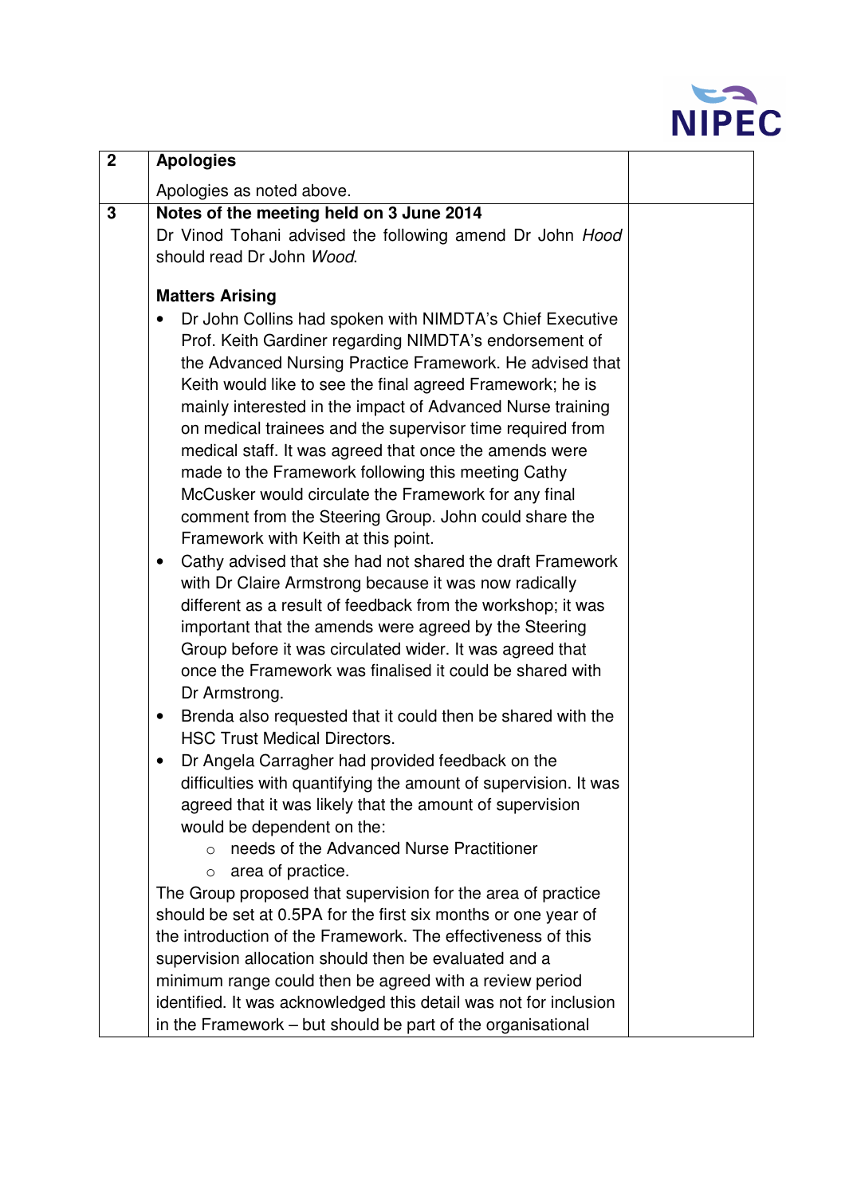| 2 | **Apologies**<br><br>Apologies as noted above. | |
|---|---|---|
| 3 | **Notes of the meeting held on 3 June 2014**<br>Dr Vinod Tohani advised the following amend Dr John *Hood* should read Dr John *Wood*.<br><br>**Matters Arising**<br>• Dr John Collins had spoken with NIMDTA's Chief Executive Prof. Keith Gardiner regarding NIMDTA's endorsement of the Advanced Nursing Practice Framework. He advised that Keith would like to see the final agreed Framework; he is mainly interested in the impact of Advanced Nurse training on medical trainees and the supervisor time required from medical staff. It was agreed that once the amends were made to the Framework following this meeting Cathy McCusker would circulate the Framework for any final comment from the Steering Group. John could share the Framework with Keith at this point.<br>• Cathy advised that she had not shared the draft Framework with Dr Claire Armstrong because it was now radically different as a result of feedback from the workshop; it was important that the amends were agreed by the Steering Group before it was circulated wider. It was agreed that once the Framework was finalised it could be shared with Dr Armstrong.<br>• Brenda also requested that it could then be shared with the HSC Trust Medical Directors.<br>• Dr Angela Carragher had provided feedback on the difficulties with quantifying the amount of supervision. It was agreed that it was likely that the amount of supervision would be dependent on the:<br>&nbsp;&nbsp;&nbsp;&nbsp;○ needs of the Advanced Nurse Practitioner<br>&nbsp;&nbsp;&nbsp;&nbsp;○ area of practice.<br>The Group proposed that supervision for the area of practice should be set at 0.5PA for the first six months or one year of the introduction of the Framework. The effectiveness of this supervision allocation should then be evaluated and a minimum range could then be agreed with a review period identified. It was acknowledged this detail was not for inclusion in the Framework – but should be part of the organisational | |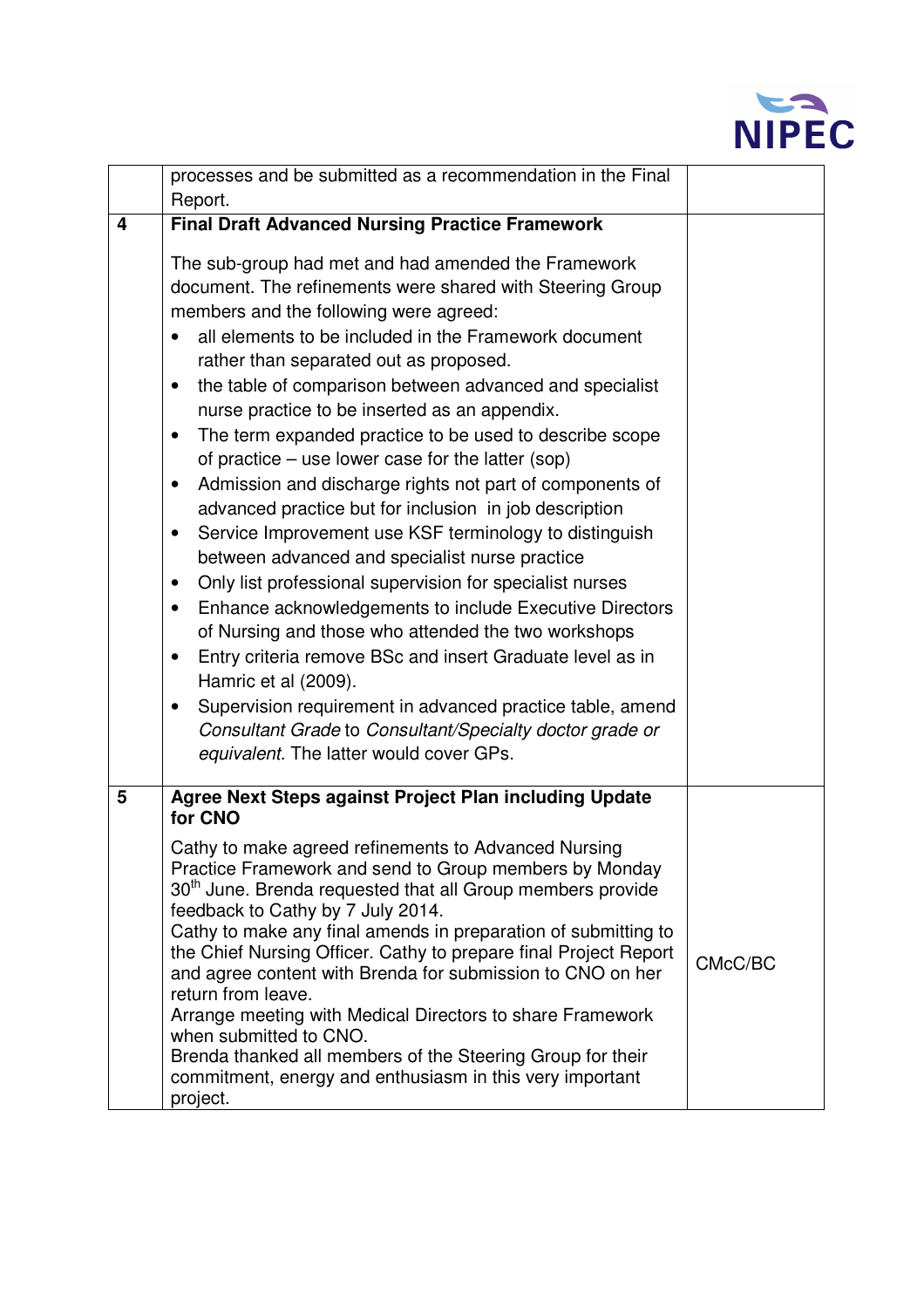| | | |
|---|---|---|
| | processes and be submitted as a recommendation in the Final Report. | |
| **4** | **Final Draft Advanced Nursing Practice Framework**<br><br>The sub-group had met and had amended the Framework document. The refinements were shared with Steering Group members and the following were agreed:<br>• all elements to be included in the Framework document rather than separated out as proposed.<br>• the table of comparison between advanced and specialist nurse practice to be inserted as an appendix.<br>• The term expanded practice to be used to describe scope of practice – use lower case for the latter (sop)<br>• Admission and discharge rights not part of components of advanced practice but for inclusion in job description<br>• Service Improvement use KSF terminology to distinguish between advanced and specialist nurse practice<br>• Only list professional supervision for specialist nurses<br>• Enhance acknowledgements to include Executive Directors of Nursing and those who attended the two workshops<br>• Entry criteria remove BSc and insert Graduate level as in Hamric et al (2009).<br>• Supervision requirement in advanced practice table, amend *Consultant Grade* to *Consultant/Specialty doctor grade or equivalent.* The latter would cover GPs. | |
| **5** | **Agree Next Steps against Project Plan including Update for CNO**<br><br>Cathy to make agreed refinements to Advanced Nursing Practice Framework and send to Group members by Monday 30th June. Brenda requested that all Group members provide feedback to Cathy by 7 July 2014.<br>Cathy to make any final amends in preparation of submitting to the Chief Nursing Officer. Cathy to prepare final Project Report and agree content with Brenda for submission to CNO on her return from leave.<br>Arrange meeting with Medical Directors to share Framework when submitted to CNO.<br>Brenda thanked all members of the Steering Group for their commitment, energy and enthusiasm in this very important project. | CMcC/BC |